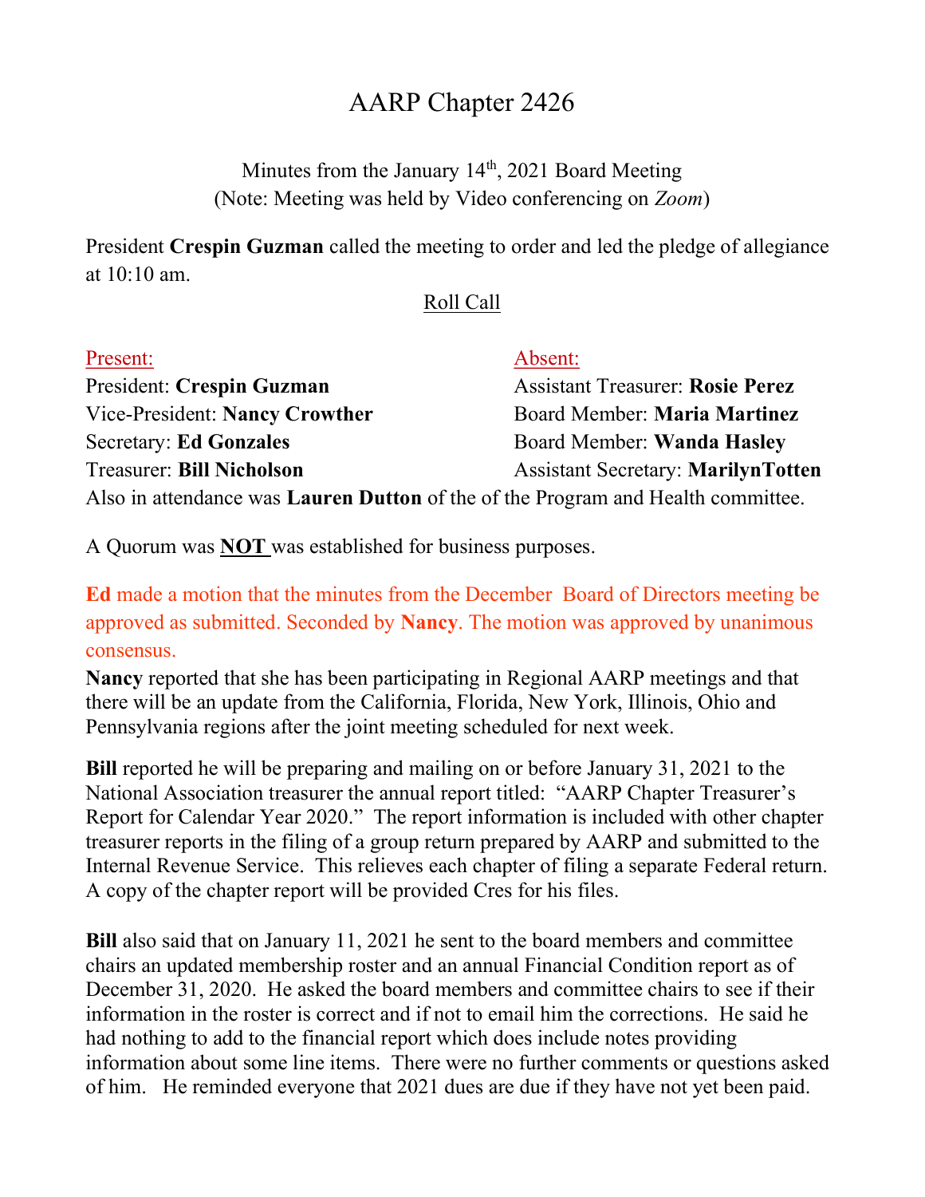# AARP Chapter 2426

Minutes from the January 14th, 2021 Board Meeting
(Note: Meeting was held by Video conferencing on *Zoom*)

President **Crespin Guzman** called the meeting to order and led the pledge of allegiance at 10:10 am.

## Roll Call

| Present: | Absent: |
|---|---|
| President: **Crespin Guzman** | Assistant Treasurer: **Rosie Perez** |
| Vice-President: **Nancy Crowther** | Board Member: **Maria Martinez** |
| Secretary: **Ed Gonzales** | Board Member: **Wanda Hasley** |
| Treasurer: **Bill Nicholson** | Assistant Secretary: **MarilynTotten** |

Also in attendance was **Lauren Dutton** of the of the Program and Health committee.

A Quorum was **NOT** was established for business purposes.

**Ed** made a motion that the minutes from the December Board of Directors meeting be approved as submitted. Seconded by **Nancy**. The motion was approved by unanimous consensus.

**Nancy** reported that she has been participating in Regional AARP meetings and that there will be an update from the California, Florida, New York, Illinois, Ohio and Pennsylvania regions after the joint meeting scheduled for next week.

**Bill** reported he will be preparing and mailing on or before January 31, 2021 to the National Association treasurer the annual report titled: "AARP Chapter Treasurer's Report for Calendar Year 2020." The report information is included with other chapter treasurer reports in the filing of a group return prepared by AARP and submitted to the Internal Revenue Service. This relieves each chapter of filing a separate Federal return. A copy of the chapter report will be provided Cres for his files.

**Bill** also said that on January 11, 2021 he sent to the board members and committee chairs an updated membership roster and an annual Financial Condition report as of December 31, 2020. He asked the board members and committee chairs to see if their information in the roster is correct and if not to email him the corrections. He said he had nothing to add to the financial report which does include notes providing information about some line items. There were no further comments or questions asked of him. He reminded everyone that 2021 dues are due if they have not yet been paid.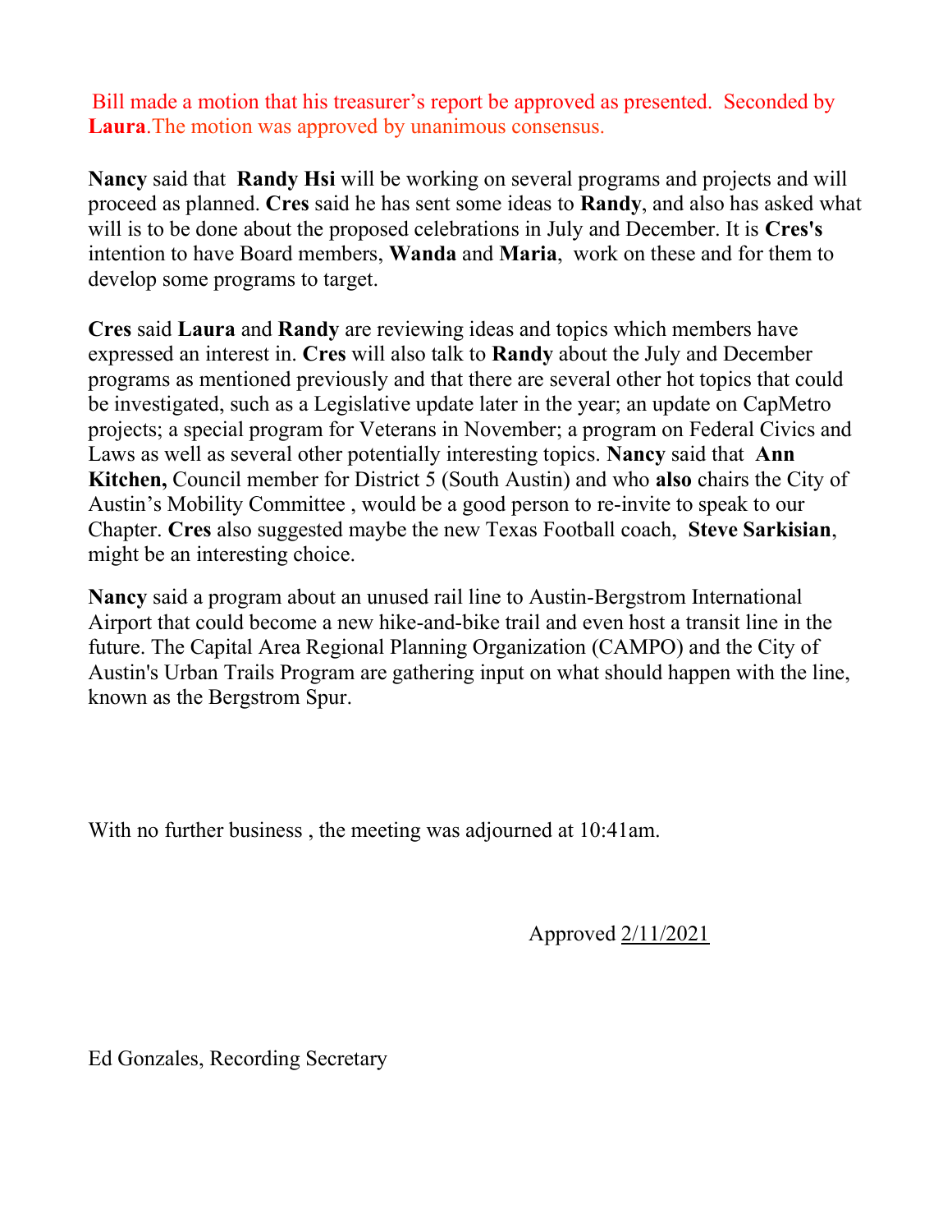Bill made a motion that his treasurer's report be approved as presented. Seconded by **Laura**.The motion was approved by unanimous consensus.

**Nancy** said that **Randy Hsi** will be working on several programs and projects and will proceed as planned. **Cres** said he has sent some ideas to **Randy**, and also has asked what will is to be done about the proposed celebrations in July and December. It is **Cres's** intention to have Board members, **Wanda** and **Maria**, work on these and for them to develop some programs to target.

**Cres** said **Laura** and **Randy** are reviewing ideas and topics which members have expressed an interest in. **Cres** will also talk to **Randy** about the July and December programs as mentioned previously and that there are several other hot topics that could be investigated, such as a Legislative update later in the year; an update on CapMetro projects; a special program for Veterans in November; a program on Federal Civics and Laws as well as several other potentially interesting topics. **Nancy** said that **Ann Kitchen,** Council member for District 5 (South Austin) and who **also** chairs the City of Austin's Mobility Committee , would be a good person to re-invite to speak to our Chapter. **Cres** also suggested maybe the new Texas Football coach, **Steve Sarkisian**, might be an interesting choice.

**Nancy** said a program about an unused rail line to Austin-Bergstrom International Airport that could become a new hike-and-bike trail and even host a transit line in the future. The Capital Area Regional Planning Organization (CAMPO) and the City of Austin's Urban Trails Program are gathering input on what should happen with the line, known as the Bergstrom Spur.

With no further business , the meeting was adjourned at 10:41am.

Approved 2/11/2021

Ed Gonzales, Recording Secretary